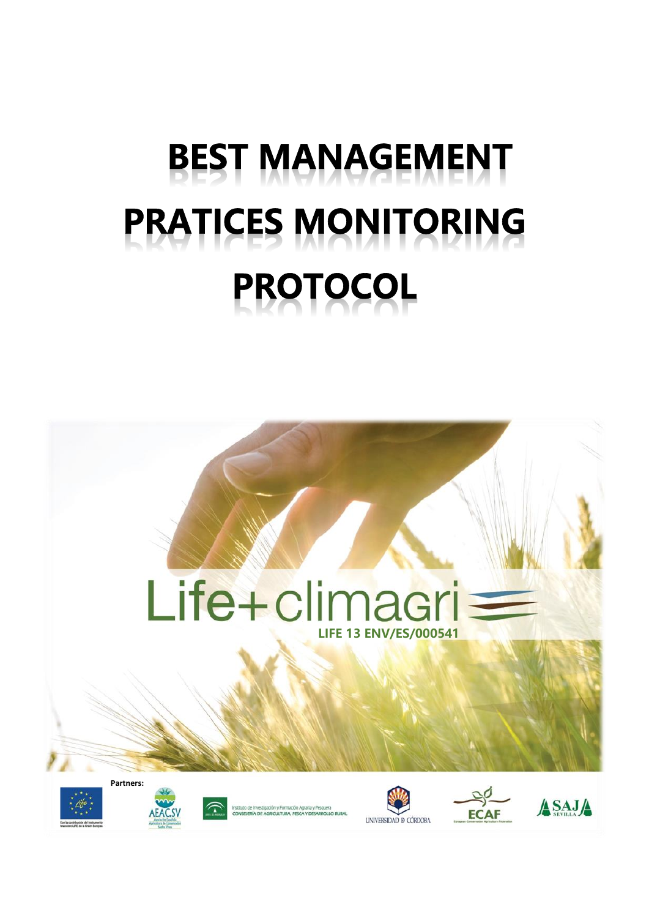# BEST MANAGEMENT PRATICES MONITORING PROTOCOL

Life+ climagri

LIFE 13 ENV/ES/000541

Partners:

Con la contribución del instrumento financiero LIFE de la Unión Europea

AEACSV Asociación Española Agricultura de Conservación Suelos Vivos

Instituto de Investigación y Formación Agraria y Pesquera
CONSEJERÍA DE AGRICULTURA, PESCA Y DESARROLLO RURAL

UNIVERSIDAD D CÓRDOBA

ECAF European Conservation Agriculture Federation

ASAJA SEVILLA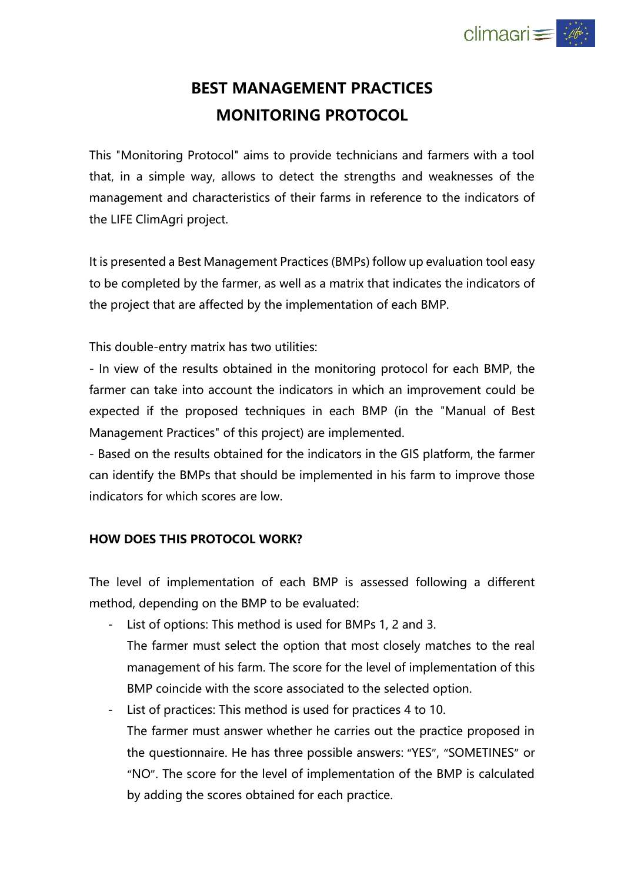# BEST MANAGEMENT PRACTICES MONITORING PROTOCOL

This "Monitoring Protocol" aims to provide technicians and farmers with a tool that, in a simple way, allows to detect the strengths and weaknesses of the management and characteristics of their farms in reference to the indicators of the LIFE ClimAgri project.

It is presented a Best Management Practices (BMPs) follow up evaluation tool easy to be completed by the farmer, as well as a matrix that indicates the indicators of the project that are affected by the implementation of each BMP.

This double-entry matrix has two utilities:

- In view of the results obtained in the monitoring protocol for each BMP, the farmer can take into account the indicators in which an improvement could be expected if the proposed techniques in each BMP (in the "Manual of Best Management Practices" of this project) are implemented.
- Based on the results obtained for the indicators in the GIS platform, the farmer can identify the BMPs that should be implemented in his farm to improve those indicators for which scores are low.

### HOW DOES THIS PROTOCOL WORK?

The level of implementation of each BMP is assessed following a different method, depending on the BMP to be evaluated:

- List of options: This method is used for BMPs 1, 2 and 3.
  The farmer must select the option that most closely matches to the real management of his farm. The score for the level of implementation of this BMP coincide with the score associated to the selected option.
- List of practices: This method is used for practices 4 to 10.
  The farmer must answer whether he carries out the practice proposed in the questionnaire. He has three possible answers: "YES", "SOMETINES" or "NO". The score for the level of implementation of the BMP is calculated by adding the scores obtained for each practice.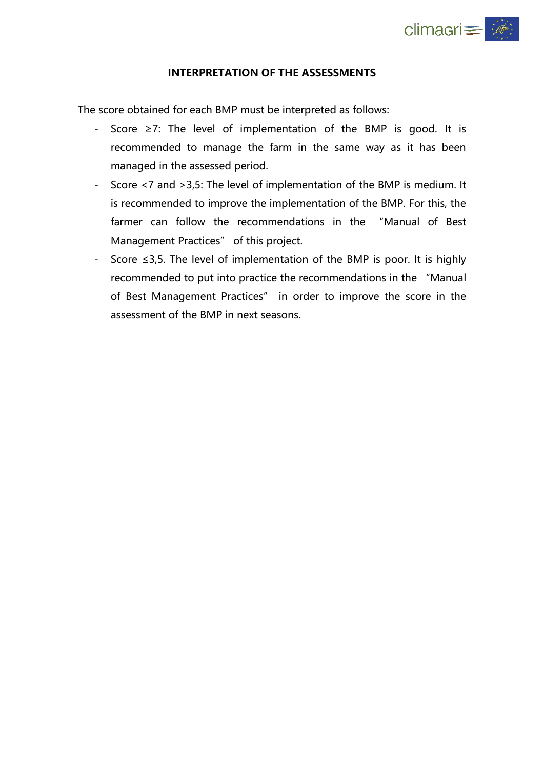## INTERPRETATION OF THE ASSESSMENTS

The score obtained for each BMP must be interpreted as follows:

- Score ≥7: The level of implementation of the BMP is good. It is recommended to manage the farm in the same way as it has been managed in the assessed period.
- Score <7 and >3,5: The level of implementation of the BMP is medium. It is recommended to improve the implementation of the BMP. For this, the farmer can follow the recommendations in the "Manual of Best Management Practices" of this project.
- Score ≤3,5. The level of implementation of the BMP is poor. It is highly recommended to put into practice the recommendations in the "Manual of Best Management Practices" in order to improve the score in the assessment of the BMP in next seasons.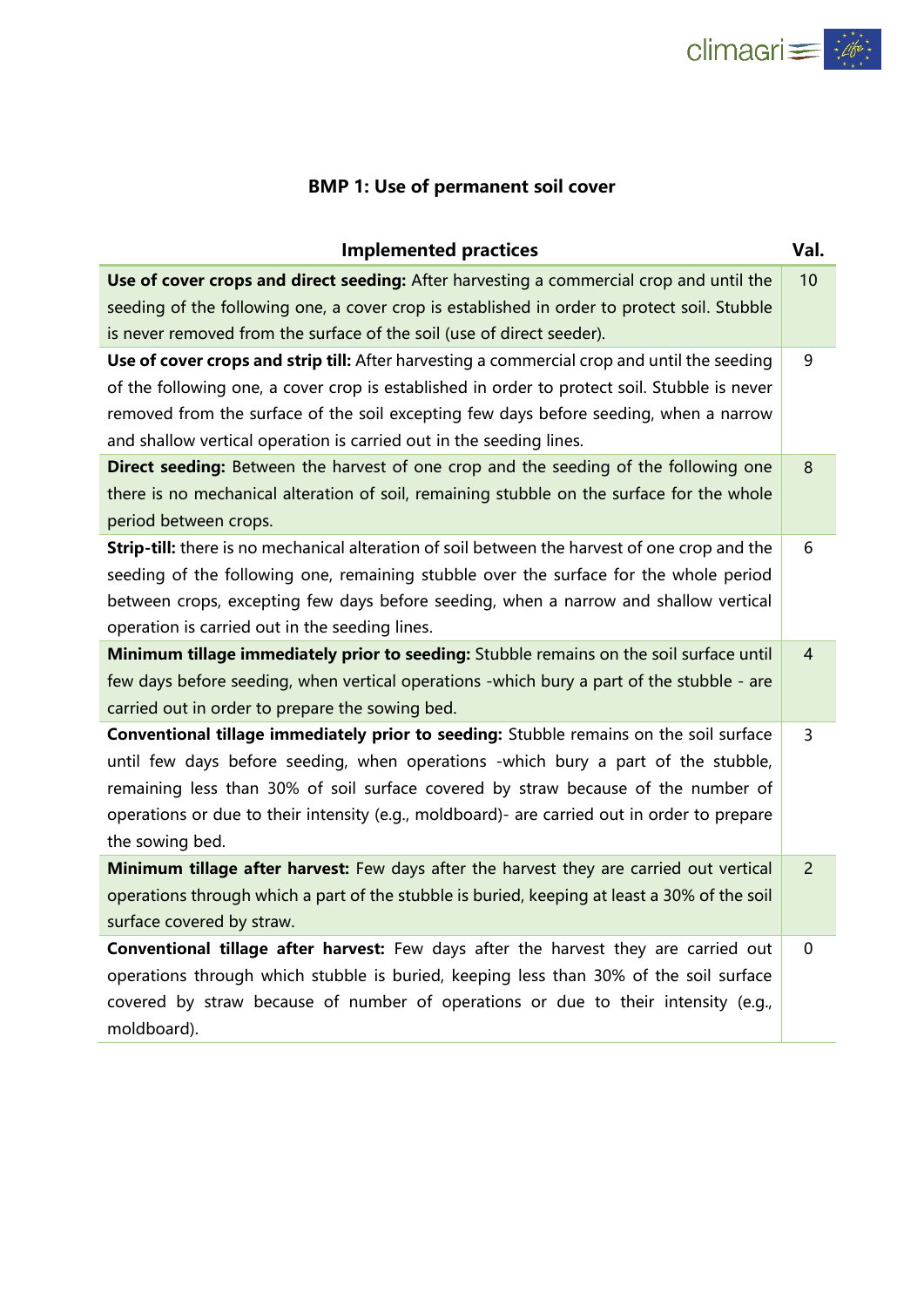### BMP 1: Use of permanent soil cover

| Implemented practices | Val. |
|---|---|
| **Use of cover crops and direct seeding:** After harvesting a commercial crop and until the seeding of the following one, a cover crop is established in order to protect soil. Stubble is never removed from the surface of the soil (use of direct seeder). | 10 |
| **Use of cover crops and strip till:** After harvesting a commercial crop and until the seeding of the following one, a cover crop is established in order to protect soil. Stubble is never removed from the surface of the soil excepting few days before seeding, when a narrow and shallow vertical operation is carried out in the seeding lines. | 9 |
| **Direct seeding:** Between the harvest of one crop and the seeding of the following one there is no mechanical alteration of soil, remaining stubble on the surface for the whole period between crops. | 8 |
| **Strip-till:** there is no mechanical alteration of soil between the harvest of one crop and the seeding of the following one, remaining stubble over the surface for the whole period between crops, excepting few days before seeding, when a narrow and shallow vertical operation is carried out in the seeding lines. | 6 |
| **Minimum tillage immediately prior to seeding:** Stubble remains on the soil surface until few days before seeding, when vertical operations -which bury a part of the stubble - are carried out in order to prepare the sowing bed. | 4 |
| **Conventional tillage immediately prior to seeding:** Stubble remains on the soil surface until few days before seeding, when operations -which bury a part of the stubble, remaining less than 30% of soil surface covered by straw because of the number of operations or due to their intensity (e.g., moldboard)- are carried out in order to prepare the sowing bed. | 3 |
| **Minimum tillage after harvest:** Few days after the harvest they are carried out vertical operations through which a part of the stubble is buried, keeping at least a 30% of the soil surface covered by straw. | 2 |
| **Conventional tillage after harvest:** Few days after the harvest they are carried out operations through which stubble is buried, keeping less than 30% of the soil surface covered by straw because of number of operations or due to their intensity (e.g., moldboard). | 0 |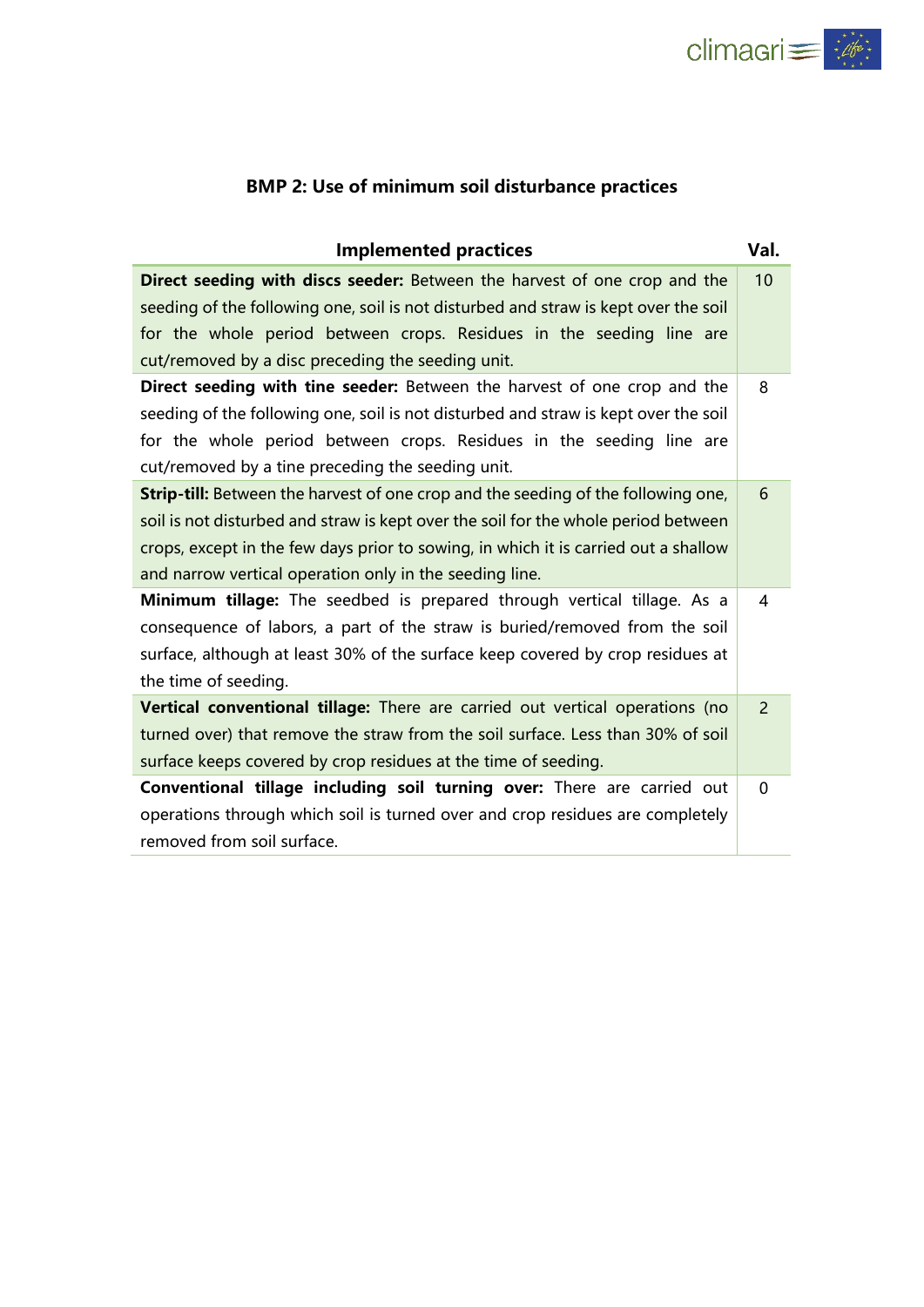### BMP 2: Use of minimum soil disturbance practices

| Implemented practices | Val. |
|---|---|
| **Direct seeding with discs seeder:** Between the harvest of one crop and the seeding of the following one, soil is not disturbed and straw is kept over the soil for the whole period between crops. Residues in the seeding line are cut/removed by a disc preceding the seeding unit. | 10 |
| **Direct seeding with tine seeder:** Between the harvest of one crop and the seeding of the following one, soil is not disturbed and straw is kept over the soil for the whole period between crops. Residues in the seeding line are cut/removed by a tine preceding the seeding unit. | 8 |
| **Strip-till:** Between the harvest of one crop and the seeding of the following one, soil is not disturbed and straw is kept over the soil for the whole period between crops, except in the few days prior to sowing, in which it is carried out a shallow and narrow vertical operation only in the seeding line. | 6 |
| **Minimum tillage:** The seedbed is prepared through vertical tillage. As a consequence of labors, a part of the straw is buried/removed from the soil surface, although at least 30% of the surface keep covered by crop residues at the time of seeding. | 4 |
| **Vertical conventional tillage:** There are carried out vertical operations (no turned over) that remove the straw from the soil surface. Less than 30% of soil surface keeps covered by crop residues at the time of seeding. | 2 |
| **Conventional tillage including soil turning over:** There are carried out operations through which soil is turned over and crop residues are completely removed from soil surface. | 0 |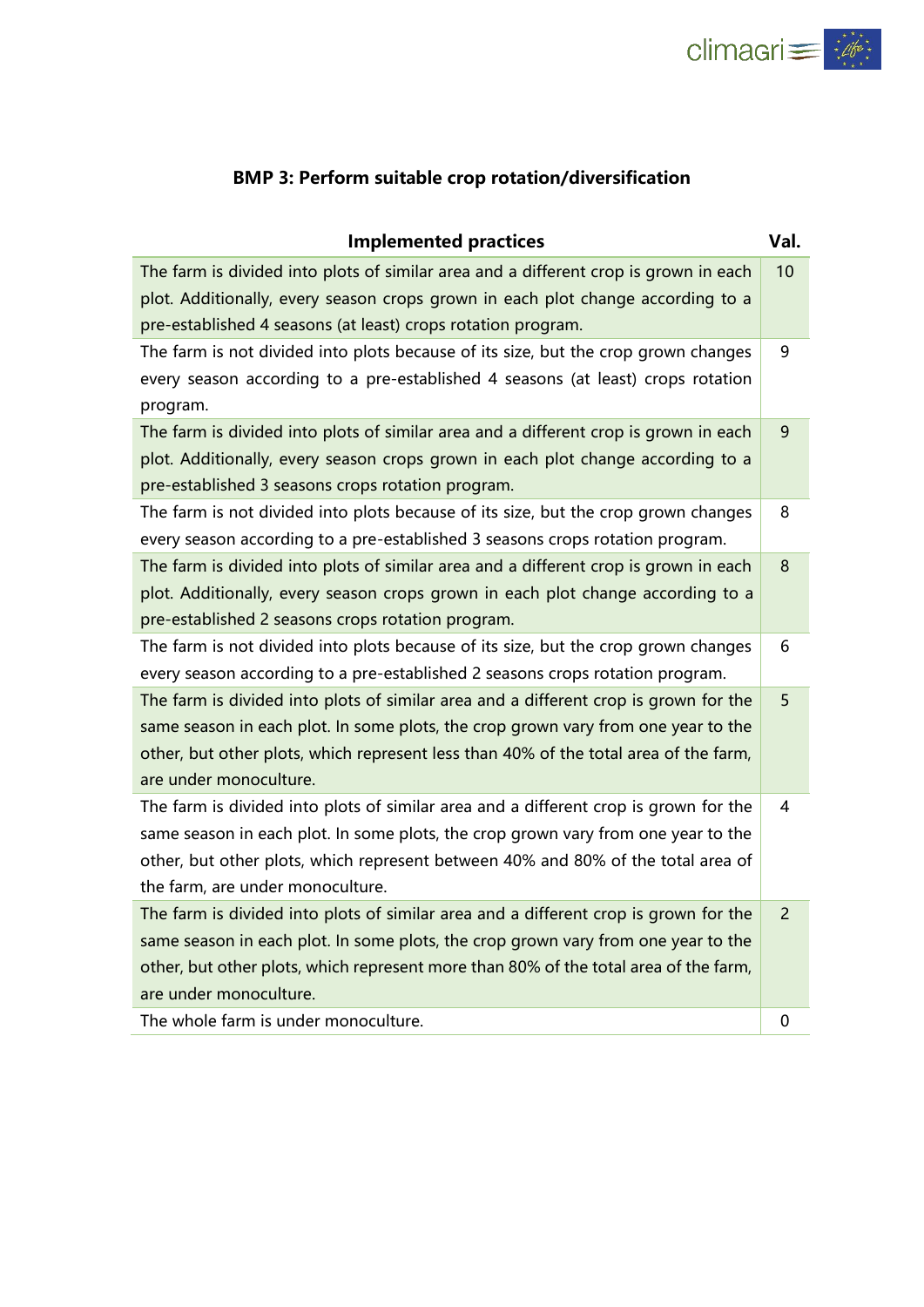**BMP 3: Perform suitable crop rotation/diversification**

| Implemented practices | Val. |
| --- | --- |
| The farm is divided into plots of similar area and a different crop is grown in each plot. Additionally, every season crops grown in each plot change according to a pre-established 4 seasons (at least) crops rotation program. | 10 |
| The farm is not divided into plots because of its size, but the crop grown changes every season according to a pre-established 4 seasons (at least) crops rotation program. | 9 |
| The farm is divided into plots of similar area and a different crop is grown in each plot. Additionally, every season crops grown in each plot change according to a pre-established 3 seasons crops rotation program. | 9 |
| The farm is not divided into plots because of its size, but the crop grown changes every season according to a pre-established 3 seasons crops rotation program. | 8 |
| The farm is divided into plots of similar area and a different crop is grown in each plot. Additionally, every season crops grown in each plot change according to a pre-established 2 seasons crops rotation program. | 8 |
| The farm is not divided into plots because of its size, but the crop grown changes every season according to a pre-established 2 seasons crops rotation program. | 6 |
| The farm is divided into plots of similar area and a different crop is grown for the same season in each plot. In some plots, the crop grown vary from one year to the other, but other plots, which represent less than 40% of the total area of the farm, are under monoculture. | 5 |
| The farm is divided into plots of similar area and a different crop is grown for the same season in each plot. In some plots, the crop grown vary from one year to the other, but other plots, which represent between 40% and 80% of the total area of the farm, are under monoculture. | 4 |
| The farm is divided into plots of similar area and a different crop is grown for the same season in each plot. In some plots, the crop grown vary from one year to the other, but other plots, which represent more than 80% of the total area of the farm, are under monoculture. | 2 |
| The whole farm is under monoculture. | 0 |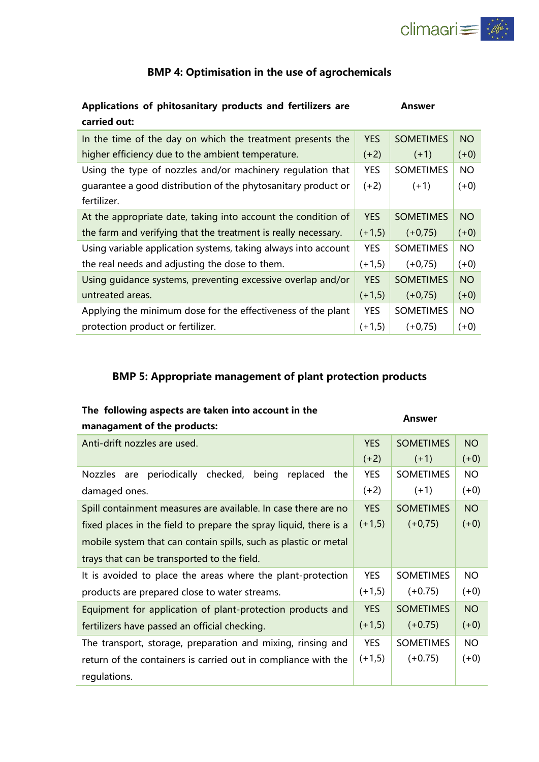## BMP 4: Optimisation in the use of agrochemicals

| Applications of phitosanitary products and fertilizers are carried out: | Answer | | |
|---|---|---|---|
| In the time of the day on which the treatment presents the higher efficiency due to the ambient temperature. | YES (+2) | SOMETIMES (+1) | NO (+0) |
| Using the type of nozzles and/or machinery regulation that guarantee a good distribution of the phytosanitary product or fertilizer. | YES (+2) | SOMETIMES (+1) | NO (+0) |
| At the appropriate date, taking into account the condition of the farm and verifying that the treatment is really necessary. | YES (+1,5) | SOMETIMES (+0,75) | NO (+0) |
| Using variable application systems, taking always into account the real needs and adjusting the dose to them. | YES (+1,5) | SOMETIMES (+0,75) | NO (+0) |
| Using guidance systems, preventing excessive overlap and/or untreated areas. | YES (+1,5) | SOMETIMES (+0,75) | NO (+0) |
| Applying the minimum dose for the effectiveness of the plant protection product or fertilizer. | YES (+1,5) | SOMETIMES (+0,75) | NO (+0) |

## BMP 5: Appropriate management of plant protection products

| The following aspects are taken into account in the managament of the products: | Answer | | |
|---|---|---|---|
| Anti-drift nozzles are used. | YES (+2) | SOMETIMES (+1) | NO (+0) |
| Nozzles are periodically checked, being replaced the damaged ones. | YES (+2) | SOMETIMES (+1) | NO (+0) |
| Spill containment measures are available. In case there are no fixed places in the field to prepare the spray liquid, there is a mobile system that can contain spills, such as plastic or metal trays that can be transported to the field. | YES (+1,5) | SOMETIMES (+0,75) | NO (+0) |
| It is avoided to place the areas where the plant-protection products are prepared close to water streams. | YES (+1,5) | SOMETIMES (+0.75) | NO (+0) |
| Equipment for application of plant-protection products and fertilizers have passed an official checking. | YES (+1,5) | SOMETIMES (+0.75) | NO (+0) |
| The transport, storage, preparation and mixing, rinsing and return of the containers is carried out in compliance with the regulations. | YES (+1,5) | SOMETIMES (+0.75) | NO (+0) |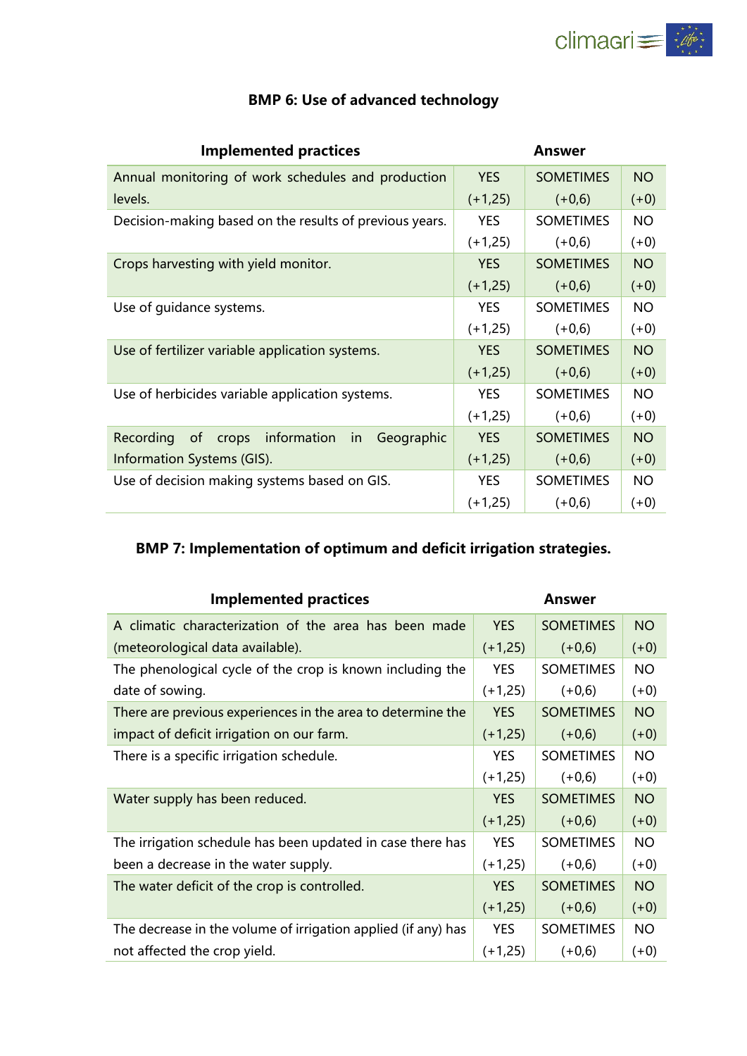### BMP 6: Use of advanced technology

| Implemented practices | Answer | | |
|---|---|---|---|
| Annual monitoring of work schedules and production levels. | YES (+1,25) | SOMETIMES (+0,6) | NO (+0) |
| Decision-making based on the results of previous years. | YES (+1,25) | SOMETIMES (+0,6) | NO (+0) |
| Crops harvesting with yield monitor. | YES (+1,25) | SOMETIMES (+0,6) | NO (+0) |
| Use of guidance systems. | YES (+1,25) | SOMETIMES (+0,6) | NO (+0) |
| Use of fertilizer variable application systems. | YES (+1,25) | SOMETIMES (+0,6) | NO (+0) |
| Use of herbicides variable application systems. | YES (+1,25) | SOMETIMES (+0,6) | NO (+0) |
| Recording of crops information in Geographic Information Systems (GIS). | YES (+1,25) | SOMETIMES (+0,6) | NO (+0) |
| Use of decision making systems based on GIS. | YES (+1,25) | SOMETIMES (+0,6) | NO (+0) |

### BMP 7: Implementation of optimum and deficit irrigation strategies.

| Implemented practices | Answer | | |
|---|---|---|---|
| A climatic characterization of the area has been made (meteorological data available). | YES (+1,25) | SOMETIMES (+0,6) | NO (+0) |
| The phenological cycle of the crop is known including the date of sowing. | YES (+1,25) | SOMETIMES (+0,6) | NO (+0) |
| There are previous experiences in the area to determine the impact of deficit irrigation on our farm. | YES (+1,25) | SOMETIMES (+0,6) | NO (+0) |
| There is a specific irrigation schedule. | YES (+1,25) | SOMETIMES (+0,6) | NO (+0) |
| Water supply has been reduced. | YES (+1,25) | SOMETIMES (+0,6) | NO (+0) |
| The irrigation schedule has been updated in case there has been a decrease in the water supply. | YES (+1,25) | SOMETIMES (+0,6) | NO (+0) |
| The water deficit of the crop is controlled. | YES (+1,25) | SOMETIMES (+0,6) | NO (+0) |
| The decrease in the volume of irrigation applied (if any) has not affected the crop yield. | YES (+1,25) | SOMETIMES (+0,6) | NO (+0) |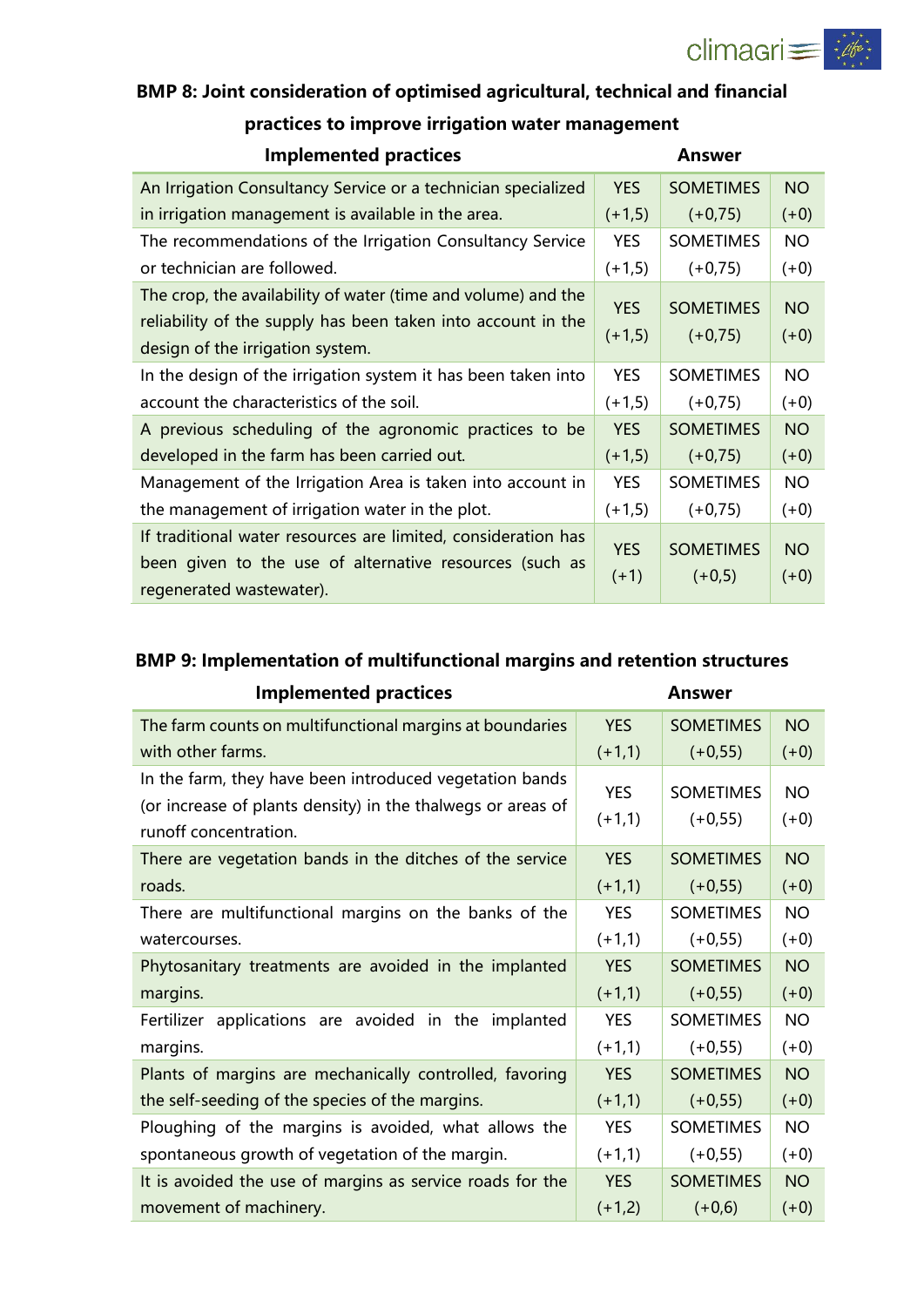### BMP 8: Joint consideration of optimised agricultural, technical and financial practices to improve irrigation water management

| Implemented practices | Answer | | |
|---|---|---|---|
| An Irrigation Consultancy Service or a technician specialized in irrigation management is available in the area. | YES (+1,5) | SOMETIMES (+0,75) | NO (+0) |
| The recommendations of the Irrigation Consultancy Service or technician are followed. | YES (+1,5) | SOMETIMES (+0,75) | NO (+0) |
| The crop, the availability of water (time and volume) and the reliability of the supply has been taken into account in the design of the irrigation system. | YES (+1,5) | SOMETIMES (+0,75) | NO (+0) |
| In the design of the irrigation system it has been taken into account the characteristics of the soil. | YES (+1,5) | SOMETIMES (+0,75) | NO (+0) |
| A previous scheduling of the agronomic practices to be developed in the farm has been carried out. | YES (+1,5) | SOMETIMES (+0,75) | NO (+0) |
| Management of the Irrigation Area is taken into account in the management of irrigation water in the plot. | YES (+1,5) | SOMETIMES (+0,75) | NO (+0) |
| If traditional water resources are limited, consideration has been given to the use of alternative resources (such as regenerated wastewater). | YES (+1) | SOMETIMES (+0,5) | NO (+0) |

### BMP 9: Implementation of multifunctional margins and retention structures

| Implemented practices | Answer | | |
|---|---|---|---|
| The farm counts on multifunctional margins at boundaries with other farms. | YES (+1,1) | SOMETIMES (+0,55) | NO (+0) |
| In the farm, they have been introduced vegetation bands (or increase of plants density) in the thalwegs or areas of runoff concentration. | YES (+1,1) | SOMETIMES (+0,55) | NO (+0) |
| There are vegetation bands in the ditches of the service roads. | YES (+1,1) | SOMETIMES (+0,55) | NO (+0) |
| There are multifunctional margins on the banks of the watercourses. | YES (+1,1) | SOMETIMES (+0,55) | NO (+0) |
| Phytosanitary treatments are avoided in the implanted margins. | YES (+1,1) | SOMETIMES (+0,55) | NO (+0) |
| Fertilizer applications are avoided in the implanted margins. | YES (+1,1) | SOMETIMES (+0,55) | NO (+0) |
| Plants of margins are mechanically controlled, favoring the self-seeding of the species of the margins. | YES (+1,1) | SOMETIMES (+0,55) | NO (+0) |
| Ploughing of the margins is avoided, what allows the spontaneous growth of vegetation of the margin. | YES (+1,1) | SOMETIMES (+0,55) | NO (+0) |
| It is avoided the use of margins as service roads for the movement of machinery. | YES (+1,2) | SOMETIMES (+0,6) | NO (+0) |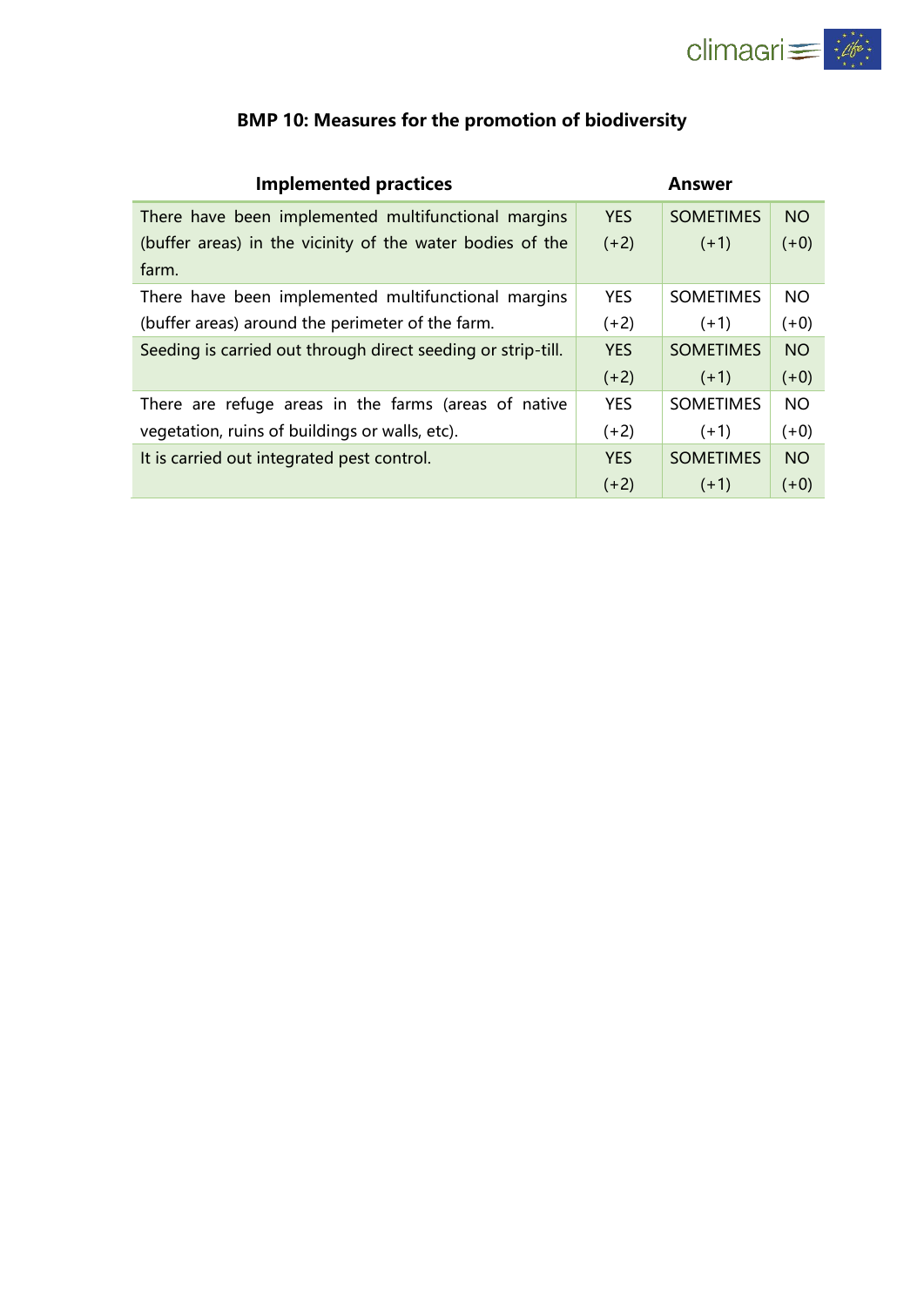## BMP 10: Measures for the promotion of biodiversity

| Implemented practices | Answer | | |
|---|---|---|---|
| There have been implemented multifunctional margins (buffer areas) in the vicinity of the water bodies of the farm. | YES (+2) | SOMETIMES (+1) | NO (+0) |
| There have been implemented multifunctional margins (buffer areas) around the perimeter of the farm. | YES (+2) | SOMETIMES (+1) | NO (+0) |
| Seeding is carried out through direct seeding or strip-till. | YES (+2) | SOMETIMES (+1) | NO (+0) |
| There are refuge areas in the farms (areas of native vegetation, ruins of buildings or walls, etc). | YES (+2) | SOMETIMES (+1) | NO (+0) |
| It is carried out integrated pest control. | YES (+2) | SOMETIMES (+1) | NO (+0) |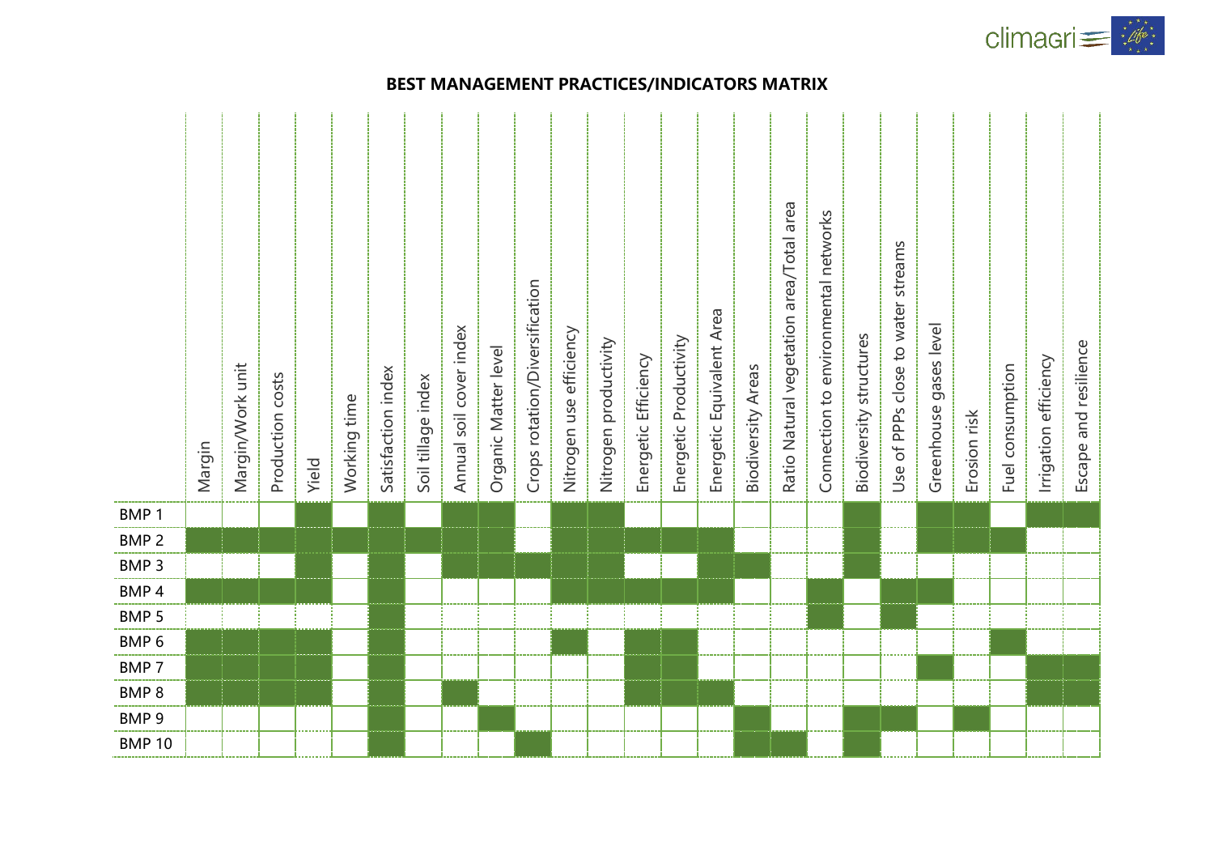**BEST MANAGEMENT PRACTICES/INDICATORS MATRIX**

| | Margin | Margin/Work unit | Production costs | Yield | Working time | Satisfaction index | Soil tillage index | Annual soil cover index | Organic Matter level | Crops rotation/Diversification | Nitrogen use efficiency | Nitrogen productivity | Energetic Efficiency | Energetic Productivity | Energetic Equivalent Area | Biodiversity Areas | Ratio Natural vegetation area/Total area | Connection to environmental networks | Biodiversity structures | Use of PPPs close to water streams | Greenhouse gases level | Erosion risk | Fuel consumption | Irrigation efficiency | Escape and resilience |
|---|---|---|---|---|---|---|---|---|---|---|---|---|---|---|---|---|---|---|---|---|---|---|---|---|---|
| BMP 1 | | | | X | | X | | X | X | | X | X | | | | | | | X | | X | X | | X | X |
| BMP 2 | X | X | X | X | X | X | X | X | X | | X | X | X | X | X | | | | X | | X | X | X | | |
| BMP 3 | | | | X | | X | | X | X | X | X | X | | | X | X | | | X | | | | | | |
| BMP 4 | X | X | X | X | | X | | | | | X | X | X | X | X | | | X | | X | X | | | | |
| BMP 5 | | | | | | X | | | | | | | | | | | | X | | X | | | | | |
| BMP 6 | X | X | X | X | | X | | | | | X | | X | X | | | | | | | | | X | | |
| BMP 7 | X | X | X | X | | X | | | | | | | X | X | | | | | | | X | | | X | X |
| BMP 8 | X | X | X | X | | X | | X | | | | | X | X | X | | | | | | | | | X | X |
| BMP 9 | | | | | | X | | | X | | | | | | | X | | | X | X | | X | | | |
| BMP 10 | | | | | | X | | | | X | | | | | | X | X | | X | | | | | | |